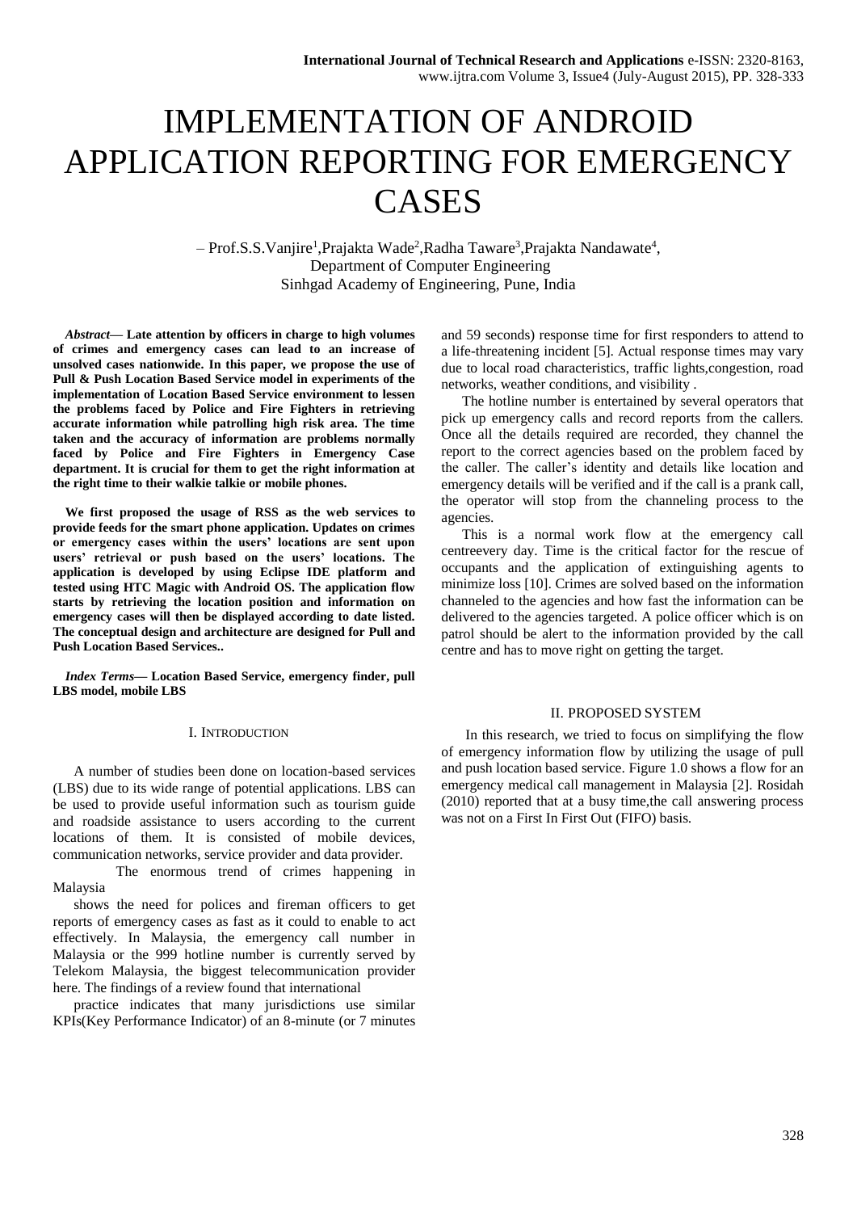# IMPLEMENTATION OF ANDROID APPLICATION REPORTING FOR EMERGENCY CASES

– Prof.S.S.Vanjire[1],Prajakta Wade[2],Radha Taware[3],Prajakta Nandawate[4],
Department of Computer Engineering
Sinhgad Academy of Engineering, Pune, India

***Abstract*— Late attention by officers in charge to high volumes of crimes and emergency cases can lead to an increase of unsolved cases nationwide. In this paper, we propose the use of Pull & Push Location Based Service model in experiments of the implementation of Location Based Service environment to lessen the problems faced by Police and Fire Fighters in retrieving accurate information while patrolling high risk area. The time taken and the accuracy of information are problems normally faced by Police and Fire Fighters in Emergency Case department. It is crucial for them to get the right information at the right time to their walkie talkie or mobile phones.**

**We first proposed the usage of RSS as the web services to provide feeds for the smart phone application. Updates on crimes or emergency cases within the users' locations are sent upon users' retrieval or push based on the users' locations. The application is developed by using Eclipse IDE platform and tested using HTC Magic with Android OS. The application flow starts by retrieving the location position and information on emergency cases will then be displayed according to date listed. The conceptual design and architecture are designed for Pull and Push Location Based Services..**

***Index Terms*— Location Based Service, emergency finder, pull LBS model, mobile LBS**

## I. Introduction

A number of studies been done on location-based services (LBS) due to its wide range of potential applications. LBS can be used to provide useful information such as tourism guide and roadside assistance to users according to the current locations of them. It is consisted of mobile devices, communication networks, service provider and data provider.

The enormous trend of crimes happening in Malaysia

shows the need for polices and fireman officers to get reports of emergency cases as fast as it could to enable to act effectively. In Malaysia, the emergency call number in Malaysia or the 999 hotline number is currently served by Telekom Malaysia, the biggest telecommunication provider here. The findings of a review found that international

practice indicates that many jurisdictions use similar KPIs(Key Performance Indicator) of an 8-minute (or 7 minutes and 59 seconds) response time for first responders to attend to a life-threatening incident [5]. Actual response times may vary due to local road characteristics, traffic lights,congestion, road networks, weather conditions, and visibility .

The hotline number is entertained by several operators that pick up emergency calls and record reports from the callers. Once all the details required are recorded, they channel the report to the correct agencies based on the problem faced by the caller. The caller's identity and details like location and emergency details will be verified and if the call is a prank call, the operator will stop from the channeling process to the agencies.

This is a normal work flow at the emergency call centreevery day. Time is the critical factor for the rescue of occupants and the application of extinguishing agents to minimize loss [10]. Crimes are solved based on the information channeled to the agencies and how fast the information can be delivered to the agencies targeted. A police officer which is on patrol should be alert to the information provided by the call centre and has to move right on getting the target.

## II. Proposed System

In this research, we tried to focus on simplifying the flow of emergency information flow by utilizing the usage of pull and push location based service. Figure 1.0 shows a flow for an emergency medical call management in Malaysia [2]. Rosidah (2010) reported that at a busy time,the call answering process was not on a First In First Out (FIFO) basis.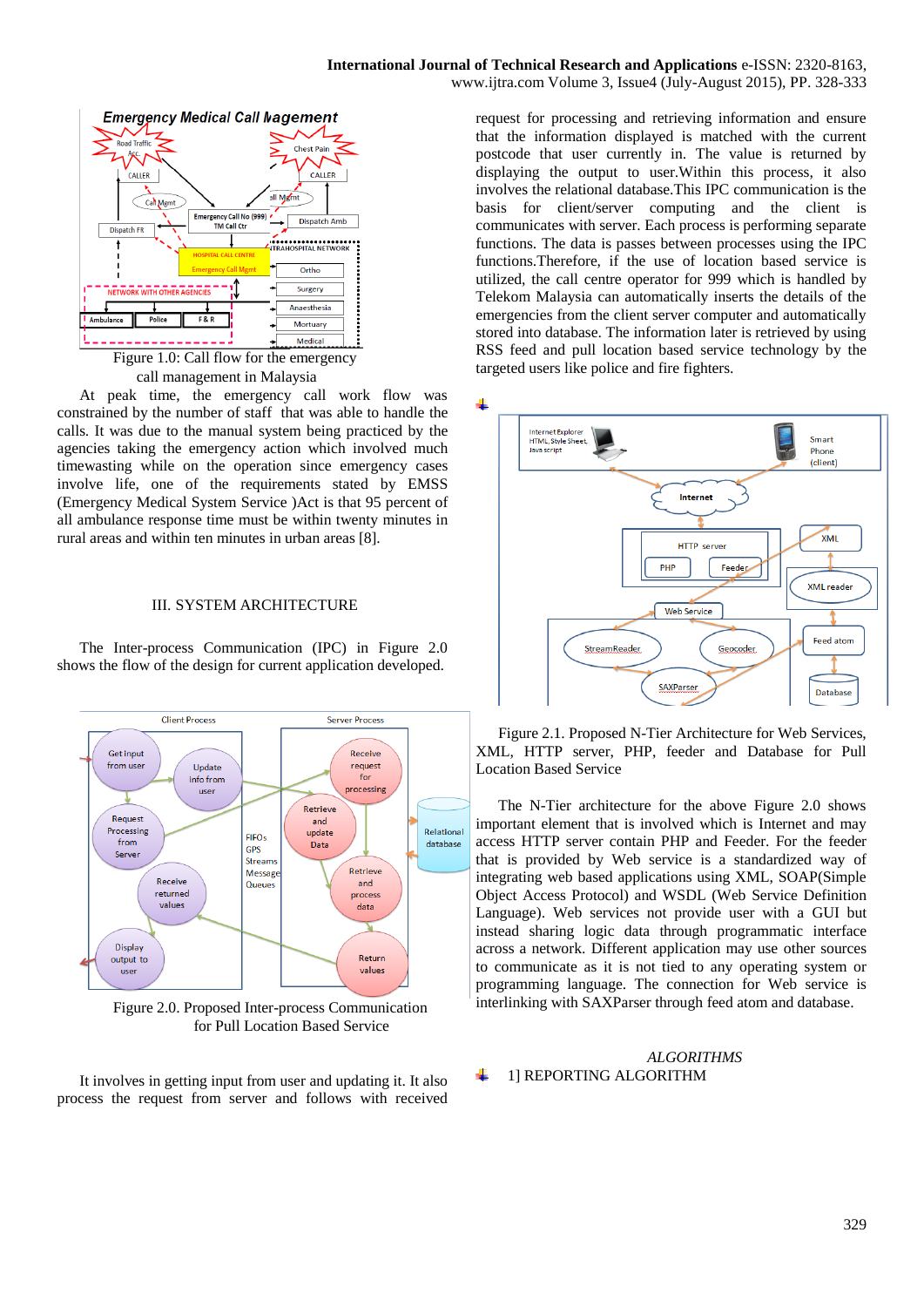Figure 1.0: Call flow for the emergency call management in Malaysia

At peak time, the emergency call work flow was constrained by the number of staff that was able to handle the calls. It was due to the manual system being practiced by the agencies taking the emergency action which involved much timewasting while on the operation since emergency cases involve life, one of the requirements stated by EMSS (Emergency Medical System Service )Act is that 95 percent of all ambulance response time must be within twenty minutes in rural areas and within ten minutes in urban areas [8].

## III. SYSTEM ARCHITECTURE

The Inter-process Communication (IPC) in Figure 2.0 shows the flow of the design for current application developed.

Figure 2.0. Proposed Inter-process Communication for Pull Location Based Service

It involves in getting input from user and updating it. It also process the request from server and follows with received request for processing and retrieving information and ensure that the information displayed is matched with the current postcode that user currently in. The value is returned by displaying the output to user.Within this process, it also involves the relational database.This IPC communication is the basis for client/server computing and the client is communicates with server. Each process is performing separate functions. The data is passes between processes using the IPC functions.Therefore, if the use of location based service is utilized, the call centre operator for 999 which is handled by Telekom Malaysia can automatically inserts the details of the emergencies from the client server computer and automatically stored into database. The information later is retrieved by using RSS feed and pull location based service technology by the targeted users like police and fire fighters.

Figure 2.1. Proposed N-Tier Architecture for Web Services, XML, HTTP server, PHP, feeder and Database for Pull Location Based Service

The N-Tier architecture for the above Figure 2.0 shows important element that is involved which is Internet and may access HTTP server contain PHP and Feeder. For the feeder that is provided by Web service is a standardized way of integrating web based applications using XML, SOAP(Simple Object Access Protocol) and WSDL (Web Service Definition Language). Web services not provide user with a GUI but instead sharing logic data through programmatic interface across a network. Different application may use other sources to communicate as it is not tied to any operating system or programming language. The connection for Web service is interlinking with SAXParser through feed atom and database.

### *ALGORITHMS*

1] REPORTING ALGORITHM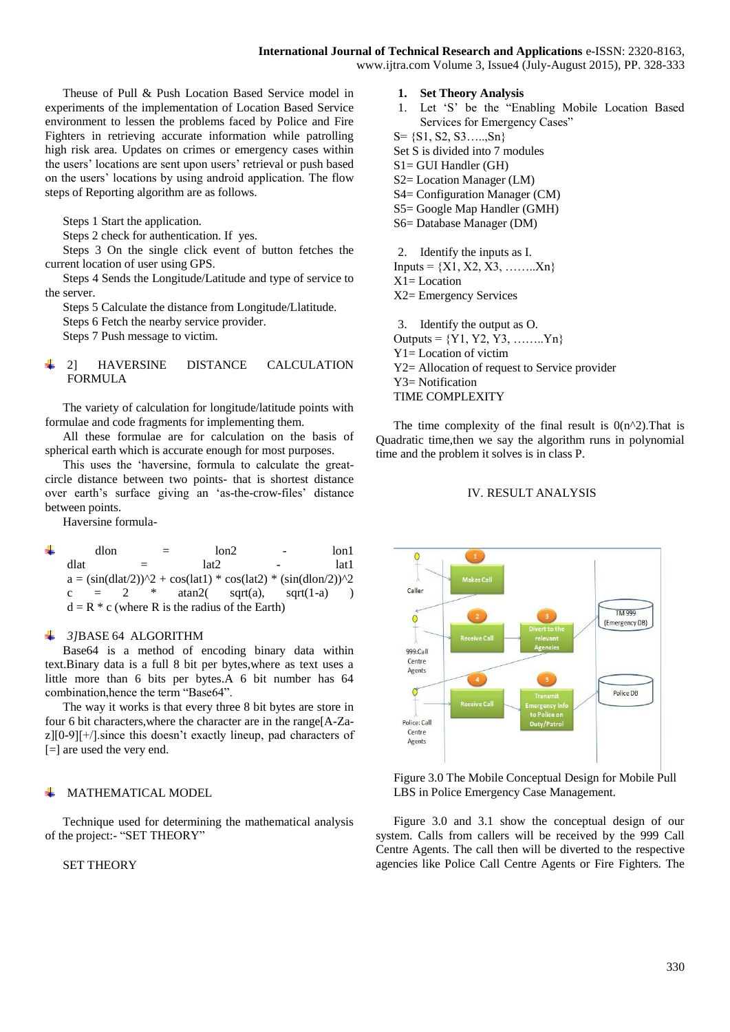Theuse of Pull & Push Location Based Service model in experiments of the implementation of Location Based Service environment to lessen the problems faced by Police and Fire Fighters in retrieving accurate information while patrolling high risk area. Updates on crimes or emergency cases within the users' locations are sent upon users' retrieval or push based on the users' locations by using android application. The flow steps of Reporting algorithm are as follows.

Steps 1 Start the application.

Steps 2 check for authentication. If yes.

Steps 3 On the single click event of button fetches the current location of user using GPS.

Steps 4 Sends the Longitude/Latitude and type of service to the server.

Steps 5 Calculate the distance from Longitude/Llatitude.

Steps 6 Fetch the nearby service provider.

Steps 7 Push message to victim.

## 2] HAVERSINE DISTANCE CALCULATION FORMULA

The variety of calculation for longitude/latitude points with formulae and code fragments for implementing them.

All these formulae are for calculation on the basis of spherical earth which is accurate enough for most purposes.

This uses the 'haversine, formula to calculate the great-circle distance between two points- that is shortest distance over earth's surface giving an 'as-the-crow-files' distance between points.

Haversine formula-

```
dlon = lon2 - lon1
dlat = lat2 - lat1
a = (sin(dlat/2))^2 + cos(lat1) * cos(lat2) * (sin(dlon/2))^2
c = 2 * atan2( sqrt(a), sqrt(1-a) )
d = R * c (where R is the radius of the Earth)
```

## *3]*BASE 64 ALGORITHM

Base64 is a method of encoding binary data within text.Binary data is a full 8 bit per bytes,where as text uses a little more than 6 bits per bytes.A 6 bit number has 64 combination,hence the term "Base64".

The way it works is that every three 8 bit bytes are store in four 6 bit characters,where the character are in the range[A-Za-z][0-9][+/].since this doesn't exactly lineup, pad characters of [=] are used the very end.

## MATHEMATICAL MODEL

Technique used for determining the mathematical analysis of the project:- "SET THEORY"

SET THEORY

**1. Set Theory Analysis**

1. Let 'S' be the "Enabling Mobile Location Based Services for Emergency Cases"

S= {S1, S2, S3…..,Sn}

Set S is divided into 7 modules

S1= GUI Handller (GH)

S2= Location Manager (LM)

S4= Configuration Manager (CM)

S5= Google Map Handler (GMH)

S6= Database Manager (DM)

2. Identify the inputs as I.

Inputs = {X1, X2, X3, ……..Xn}

X1= Location

X2= Emergency Services

3. Identify the output as O.

Outputs = {Y1, Y2, Y3, ……..Yn}

Y1= Location of victim

Y2= Allocation of request to Service provider

Y3= Notification

TIME COMPLEXITY

The time complexity of the final result is 0(n^2).That is Quadratic time,then we say the algorithm runs in polynomial time and the problem it solves is in class P.

## IV. RESULT ANALYSIS

Figure 3.0 The Mobile Conceptual Design for Mobile Pull LBS in Police Emergency Case Management.

Figure 3.0 and 3.1 show the conceptual design of our system. Calls from callers will be received by the 999 Call Centre Agents. The call then will be diverted to the respective agencies like Police Call Centre Agents or Fire Fighters. The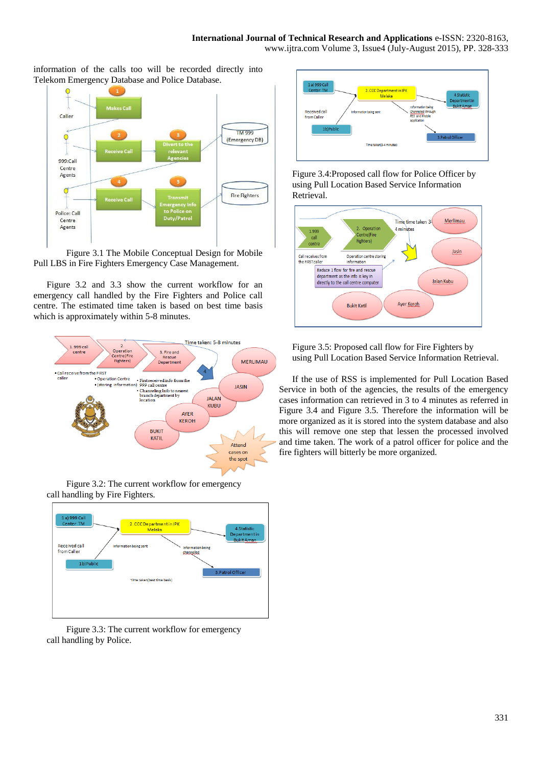information of the calls too will be recorded directly into Telekom Emergency Database and Police Database.

Figure 3.1 The Mobile Conceptual Design for Mobile Pull LBS in Fire Fighters Emergency Case Management.

Figure 3.2 and 3.3 show the current workflow for an emergency call handled by the Fire Fighters and Police call centre. The estimated time taken is based on best time basis which is approximately within 5-8 minutes.

Figure 3.2: The current workflow for emergency call handling by Fire Fighters.

Figure 3.3: The current workflow for emergency call handling by Police.

Figure 3.4:Proposed call flow for Police Officer by using Pull Location Based Service Information Retrieval.

Figure 3.5: Proposed call flow for Fire Fighters by using Pull Location Based Service Information Retrieval.

If the use of RSS is implemented for Pull Location Based Service in both of the agencies, the results of the emergency cases information can retrieved in 3 to 4 minutes as referred in Figure 3.4 and Figure 3.5. Therefore the information will be more organized as it is stored into the system database and also this will remove one step that lessen the processed involved and time taken. The work of a patrol officer for police and the fire fighters will bitterly be more organized.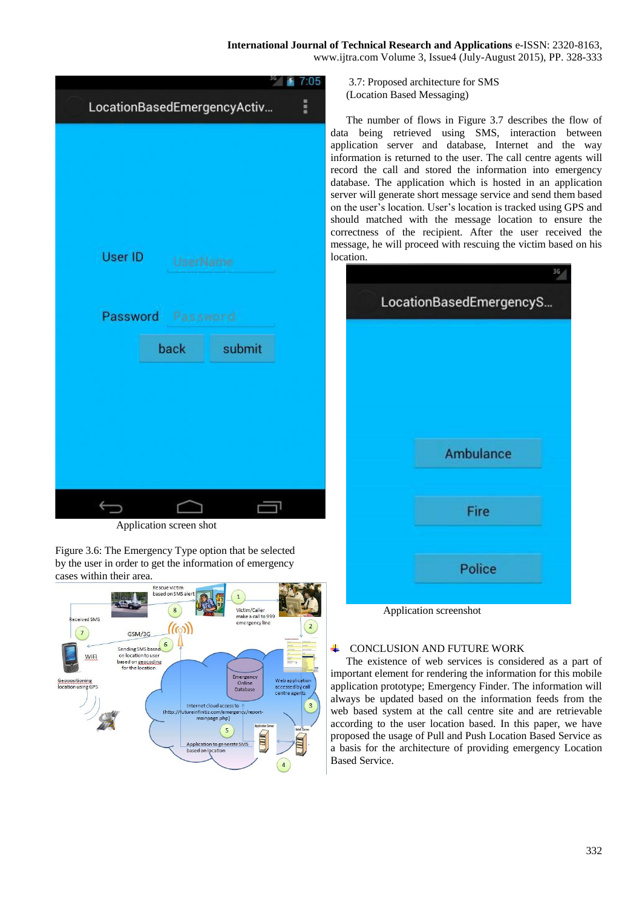Application screen shot

Figure 3.6: The Emergency Type option that be selected by the user in order to get the information of emergency cases within their area.

3.7: Proposed architecture for SMS (Location Based Messaging)

The number of flows in Figure 3.7 describes the flow of data being retrieved using SMS, interaction between application server and database, Internet and the way information is returned to the user. The call centre agents will record the call and stored the information into emergency database. The application which is hosted in an application server will generate short message service and send them based on the user's location. User's location is tracked using GPS and should matched with the message location to ensure the correctness of the recipient. After the user received the message, he will proceed with rescuing the victim based on his location.

Application screenshot

## CONCLUSION AND FUTURE WORK

The existence of web services is considered as a part of important element for rendering the information for this mobile application prototype; Emergency Finder. The information will always be updated based on the information feeds from the web based system at the call centre site and are retrievable according to the user location based. In this paper, we have proposed the usage of Pull and Push Location Based Service as a basis for the architecture of providing emergency Location Based Service.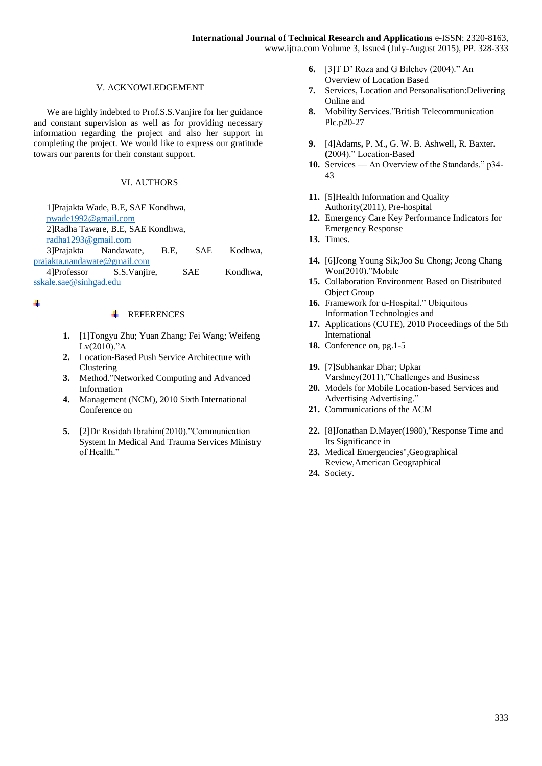## V. ACKNOWLEDGEMENT

We are highly indebted to Prof.S.S.Vanjire for her guidance and constant supervision as well as for providing necessary information regarding the project and also her support in completing the project. We would like to express our gratitude towars our parents for their constant support.

## VI. AUTHORS

1]Prajakta Wade, B.E, SAE Kondhwa, pwade1992@gmail.com

2]Radha Taware, B.E, SAE Kondhwa, radha1293@gmail.com

3]Prajakta Nandawate, B.E, SAE Kodhwa, prajakta.nandawate@gmail.com

4]Professor S.S.Vanjire, SAE Kondhwa, sskale.sae@sinhgad.edu

## REFERENCES

1. [1]Tongyu Zhu; Yuan Zhang; Fei Wang; Weifeng Lv(2010)."A
2. Location-Based Push Service Architecture with Clustering
3. Method."Networked Computing and Advanced Information
4. Management (NCM), 2010 Sixth International Conference on

5. [2]Dr Rosidah Ibrahim(2010)."Communication System In Medical And Trauma Services Ministry of Health."

6. [3]T D' Roza and G Bilchev (2004)." An Overview of Location Based
7. Services, Location and Personalisation:Delivering Online and
8. Mobility Services."British Telecommunication Plc.p20-27

9. [4]Adams**,** P. M.**,** G. W. B. Ashwell**,** R. Baxter**. (**2004)." Location-Based
10. Services — An Overview of the Standards." p34-43

11. [5]Health Information and Quality Authority(2011), Pre-hospital
12. Emergency Care Key Performance Indicators for Emergency Response
13. Times.

14. [6]Jeong Young Sik;Joo Su Chong; Jeong Chang Won(2010)."Mobile
15. Collaboration Environment Based on Distributed Object Group
16. Framework for u-Hospital." Ubiquitous Information Technologies and
17. Applications (CUTE), 2010 Proceedings of the 5th International
18. Conference on, pg.1-5

19. [7]Subhankar Dhar; Upkar Varshney(2011),"Challenges and Business
20. Models for Mobile Location-based Services and Advertising Advertising."
21. Communications of the ACM

22. [8]Jonathan D.Mayer(1980),"Response Time and Its Significance in
23. Medical Emergencies",Geographical Review,American Geographical
24. Society.